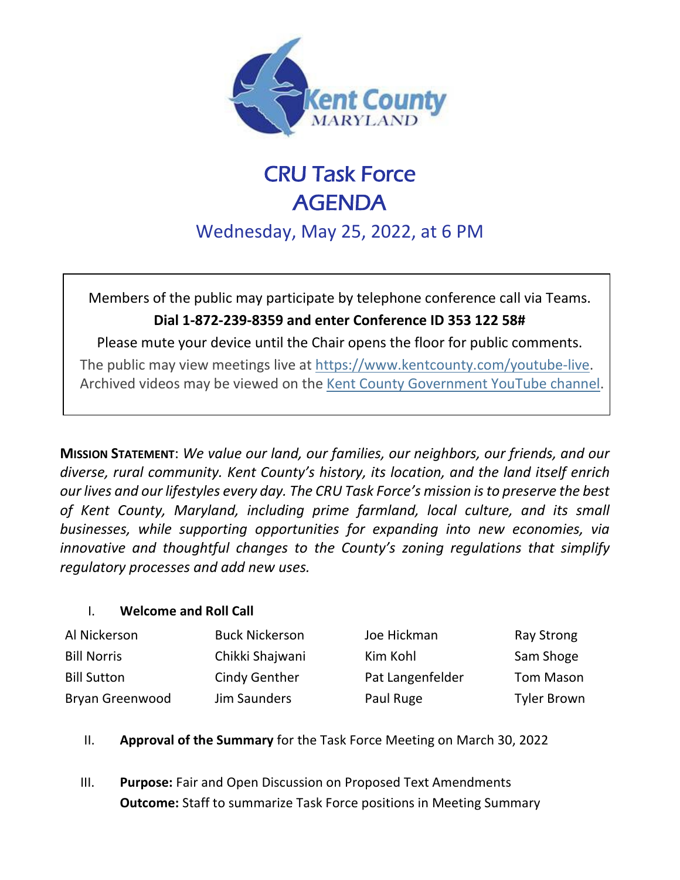# CRU Task Force
# AGENDA

## Wednesday, May 25, 2022, at 6 PM

Members of the public may participate by telephone conference call via Teams.

**Dial 1-872-239-8359 and enter Conference ID 353 122 58#**

Please mute your device until the Chair opens the floor for public comments.

The public may view meetings live at https://www.kentcounty.com/youtube-live.
Archived videos may be viewed on the Kent County Government YouTube channel.

**MISSION STATEMENT**: *We value our land, our families, our neighbors, our friends, and our diverse, rural community. Kent County's history, its location, and the land itself enrich our lives and our lifestyles every day. The CRU Task Force's mission is to preserve the best of Kent County, Maryland, including prime farmland, local culture, and its small businesses, while supporting opportunities for expanding into new economies, via innovative and thoughtful changes to the County's zoning regulations that simplify regulatory processes and add new uses.*

I. **Welcome and Roll Call**

| | | | |
|---|---|---|---|
| Al Nickerson | Buck Nickerson | Joe Hickman | Ray Strong |
| Bill Norris | Chikki Shajwani | Kim Kohl | Sam Shoge |
| Bill Sutton | Cindy Genther | Pat Langenfelder | Tom Mason |
| Bryan Greenwood | Jim Saunders | Paul Ruge | Tyler Brown |

II. **Approval of the Summary** for the Task Force Meeting on March 30, 2022

III. **Purpose:** Fair and Open Discussion on Proposed Text Amendments
**Outcome:** Staff to summarize Task Force positions in Meeting Summary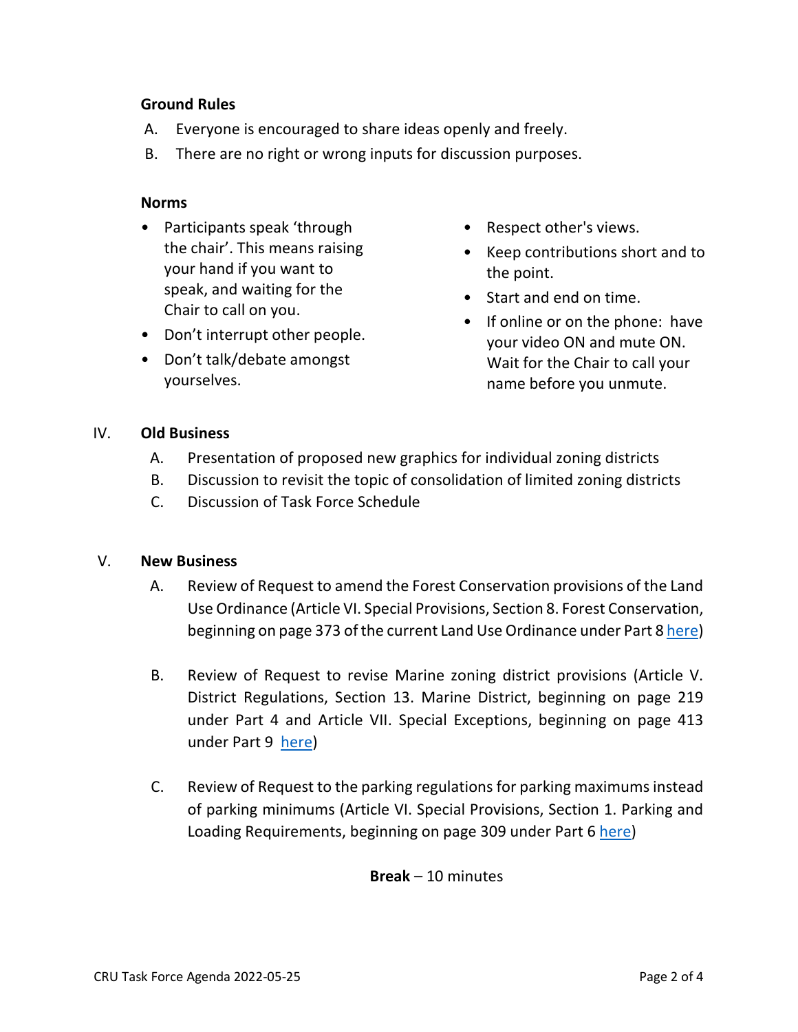**Ground Rules**

A. Everyone is encouraged to share ideas openly and freely.
B. There are no right or wrong inputs for discussion purposes.

**Norms**

- Participants speak 'through the chair'. This means raising your hand if you want to speak, and waiting for the Chair to call on you.
- Don't interrupt other people.
- Don't talk/debate amongst yourselves.
- Respect other's views.
- Keep contributions short and to the point.
- Start and end on time.
- If online or on the phone: have your video ON and mute ON. Wait for the Chair to call your name before you unmute.

IV. **Old Business**

A. Presentation of proposed new graphics for individual zoning districts
B. Discussion to revisit the topic of consolidation of limited zoning districts
C. Discussion of Task Force Schedule

V. **New Business**

A. Review of Request to amend the Forest Conservation provisions of the Land Use Ordinance (Article VI. Special Provisions, Section 8. Forest Conservation, beginning on page 373 of the current Land Use Ordinance under Part 8 here)

B. Review of Request to revise Marine zoning district provisions (Article V. District Regulations, Section 13. Marine District, beginning on page 219 under Part 4 and Article VII. Special Exceptions, beginning on page 413 under Part 9 here)

C. Review of Request to the parking regulations for parking maximums instead of parking minimums (Article VI. Special Provisions, Section 1. Parking and Loading Requirements, beginning on page 309 under Part 6 here)

**Break** – 10 minutes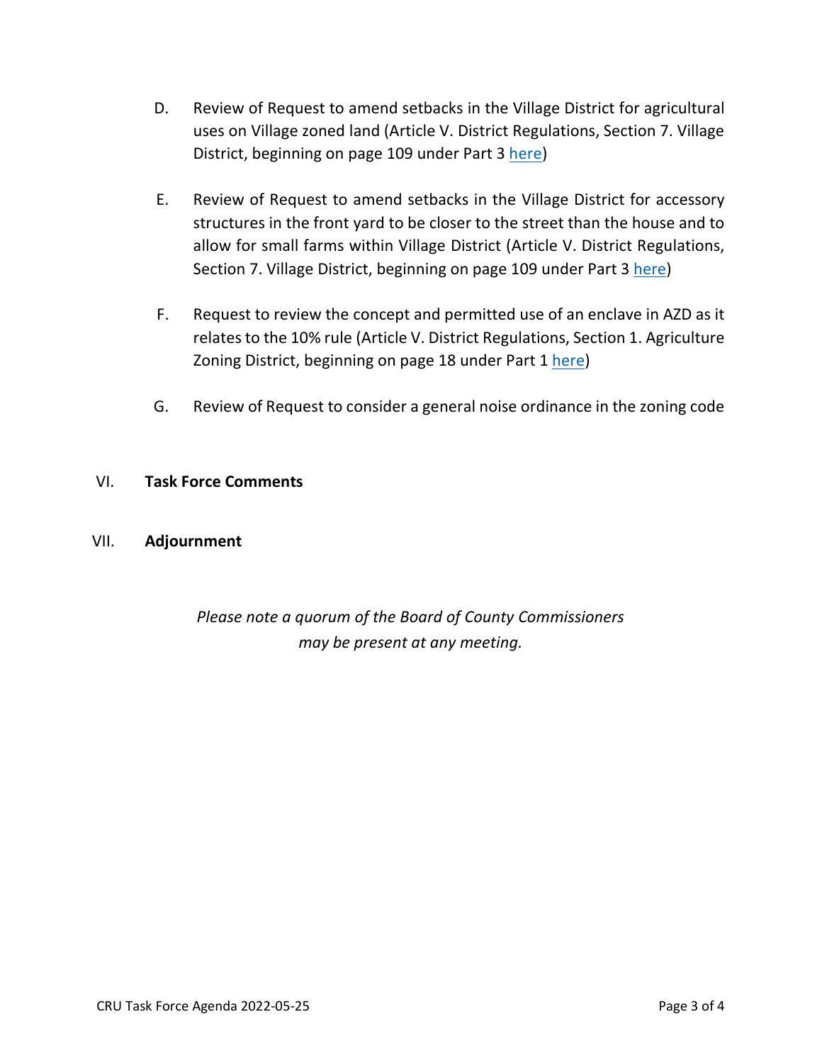D. Review of Request to amend setbacks in the Village District for agricultural uses on Village zoned land (Article V. District Regulations, Section 7. Village District, beginning on page 109 under Part 3 here)

E. Review of Request to amend setbacks in the Village District for accessory structures in the front yard to be closer to the street than the house and to allow for small farms within Village District (Article V. District Regulations, Section 7. Village District, beginning on page 109 under Part 3 here)

F. Request to review the concept and permitted use of an enclave in AZD as it relates to the 10% rule (Article V. District Regulations, Section 1. Agriculture Zoning District, beginning on page 18 under Part 1 here)

G. Review of Request to consider a general noise ordinance in the zoning code

## VI. Task Force Comments

## VII. Adjournment

*Please note a quorum of the Board of County Commissioners may be present at any meeting.*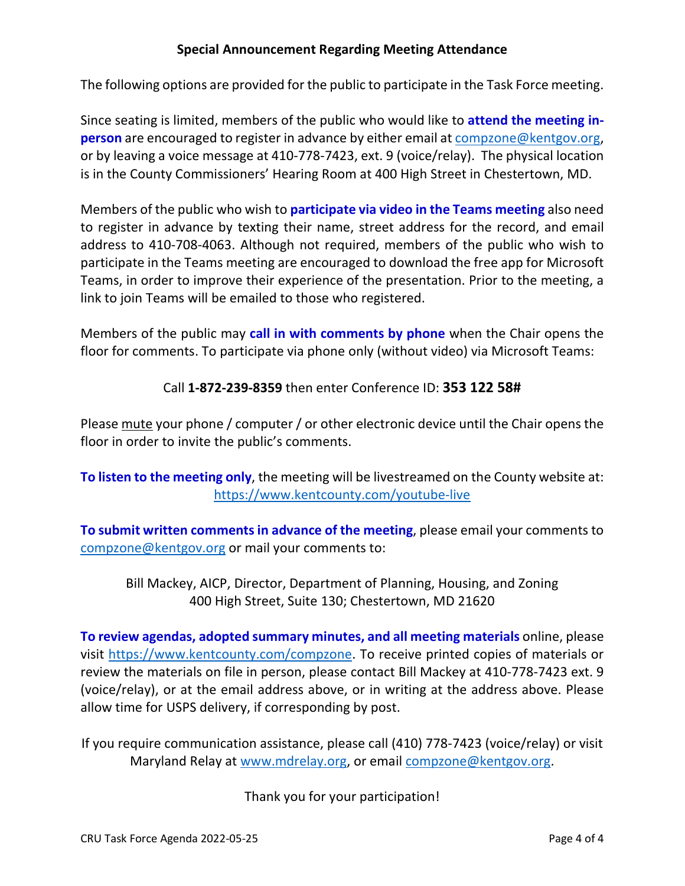## Special Announcement Regarding Meeting Attendance

The following options are provided for the public to participate in the Task Force meeting.

Since seating is limited, members of the public who would like to **attend the meeting in-person** are encouraged to register in advance by either email at compzone@kentgov.org, or by leaving a voice message at 410-778-7423, ext. 9 (voice/relay). The physical location is in the County Commissioners' Hearing Room at 400 High Street in Chestertown, MD.

Members of the public who wish to **participate via video in the Teams meeting** also need to register in advance by texting their name, street address for the record, and email address to 410-708-4063. Although not required, members of the public who wish to participate in the Teams meeting are encouraged to download the free app for Microsoft Teams, in order to improve their experience of the presentation. Prior to the meeting, a link to join Teams will be emailed to those who registered.

Members of the public may **call in with comments by phone** when the Chair opens the floor for comments. To participate via phone only (without video) via Microsoft Teams:

Call **1-872-239-8359** then enter Conference ID: **353 122 58#**

Please mute your phone / computer / or other electronic device until the Chair opens the floor in order to invite the public's comments.

**To listen to the meeting only**, the meeting will be livestreamed on the County website at: https://www.kentcounty.com/youtube-live

**To submit written comments in advance of the meeting**, please email your comments to compzone@kentgov.org or mail your comments to:

Bill Mackey, AICP, Director, Department of Planning, Housing, and Zoning
400 High Street, Suite 130; Chestertown, MD 21620

**To review agendas, adopted summary minutes, and all meeting materials** online, please visit https://www.kentcounty.com/compzone. To receive printed copies of materials or review the materials on file in person, please contact Bill Mackey at 410-778-7423 ext. 9 (voice/relay), or at the email address above, or in writing at the address above. Please allow time for USPS delivery, if corresponding by post.

If you require communication assistance, please call (410) 778-7423 (voice/relay) or visit Maryland Relay at www.mdrelay.org, or email compzone@kentgov.org.

Thank you for your participation!